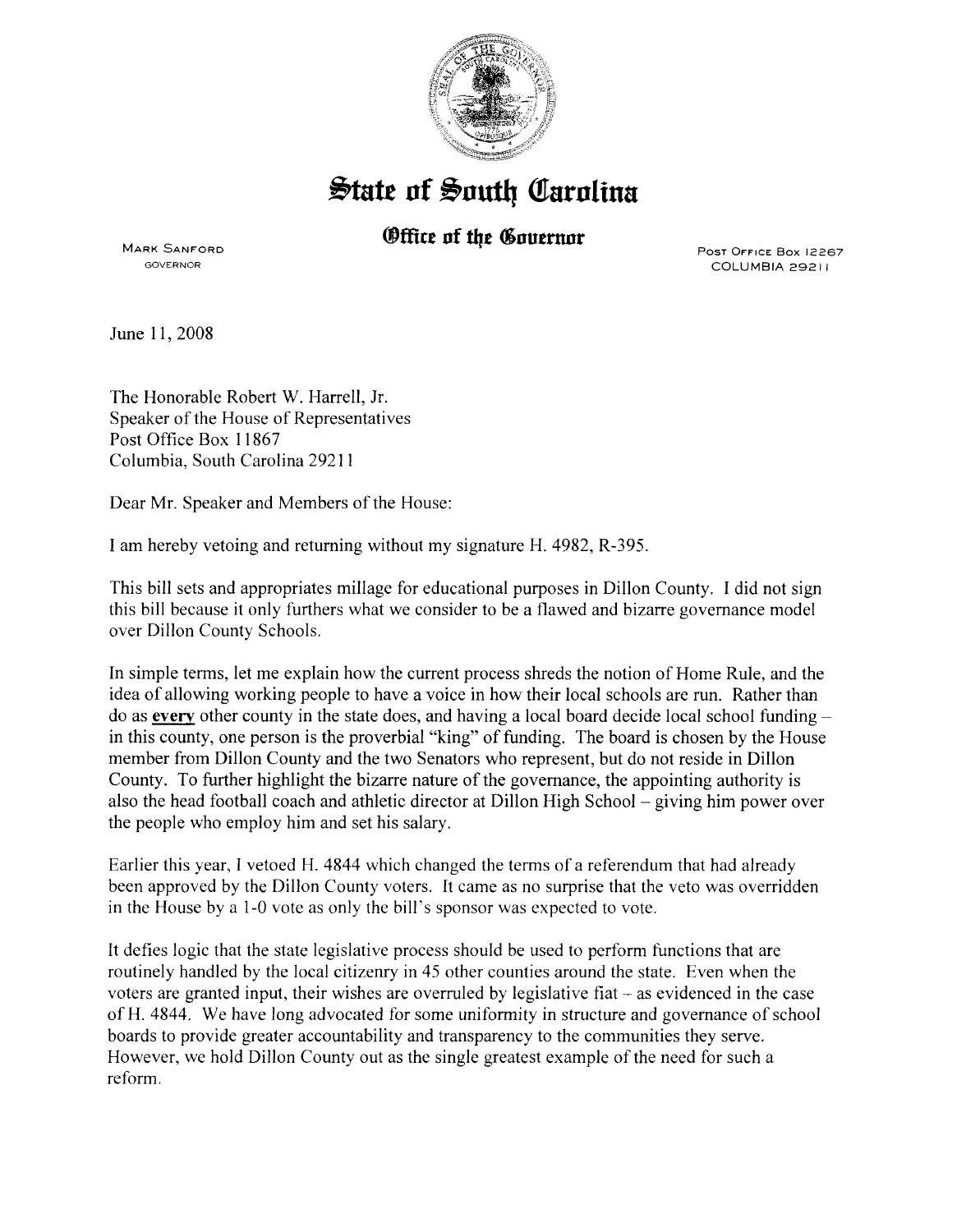# State of South Carolina

## Office of the Governor

MARK SANFORD
GOVERNOR

POST OFFICE BOX 12267
COLUMBIA 29211

June 11, 2008

The Honorable Robert W. Harrell, Jr.
Speaker of the House of Representatives
Post Office Box 11867
Columbia, South Carolina 29211

Dear Mr. Speaker and Members of the House:

I am hereby vetoing and returning without my signature H. 4982, R-395.

This bill sets and appropriates millage for educational purposes in Dillon County. I did not sign this bill because it only furthers what we consider to be a flawed and bizarre governance model over Dillon County Schools.

In simple terms, let me explain how the current process shreds the notion of Home Rule, and the idea of allowing working people to have a voice in how their local schools are run. Rather than do as **every** other county in the state does, and having a local board decide local school funding – in this county, one person is the proverbial "king" of funding. The board is chosen by the House member from Dillon County and the two Senators who represent, but do not reside in Dillon County. To further highlight the bizarre nature of the governance, the appointing authority is also the head football coach and athletic director at Dillon High School – giving him power over the people who employ him and set his salary.

Earlier this year, I vetoed H. 4844 which changed the terms of a referendum that had already been approved by the Dillon County voters. It came as no surprise that the veto was overridden in the House by a 1-0 vote as only the bill's sponsor was expected to vote.

It defies logic that the state legislative process should be used to perform functions that are routinely handled by the local citizenry in 45 other counties around the state. Even when the voters are granted input, their wishes are overruled by legislative fiat – as evidenced in the case of H. 4844. We have long advocated for some uniformity in structure and governance of school boards to provide greater accountability and transparency to the communities they serve. However, we hold Dillon County out as the single greatest example of the need for such a reform.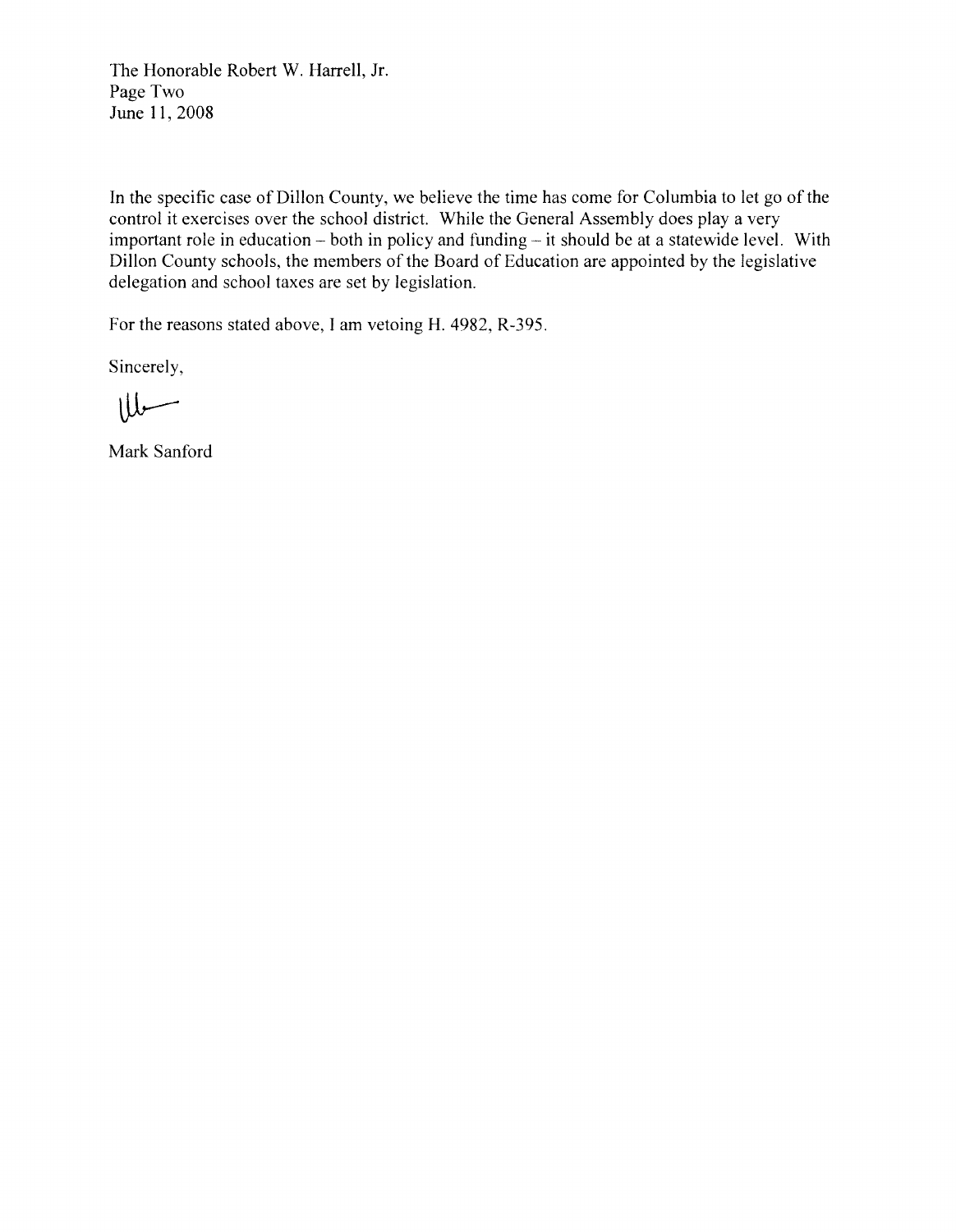In the specific case of Dillon County, we believe the time has come for Columbia to let go of the control it exercises over the school district. While the General Assembly does play a very important role in education – both in policy and funding – it should be at a statewide level. With Dillon County schools, the members of the Board of Education are appointed by the legislative delegation and school taxes are set by legislation.

For the reasons stated above, I am vetoing H. 4982, R-395.

Sincerely,

Mark Sanford